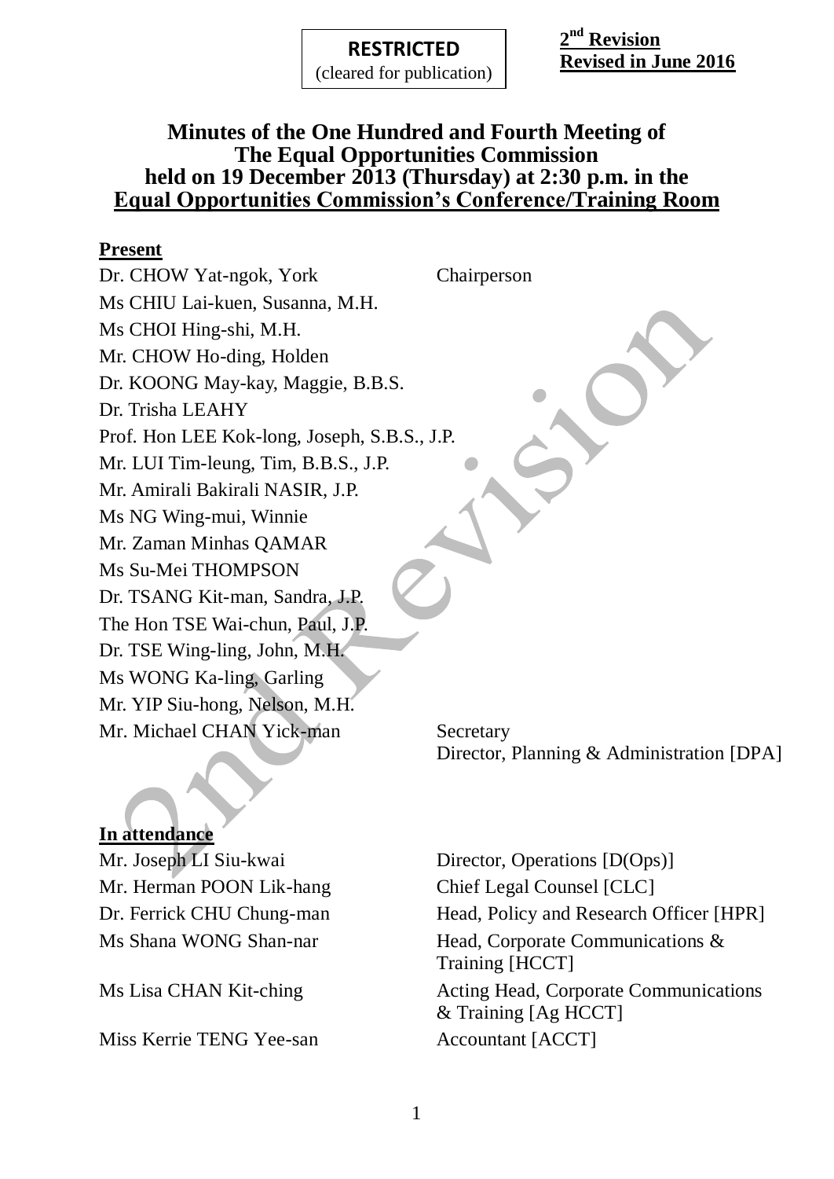**RESTRICTED**
(cleared for publication)

**2nd Revision**
**Revised in June 2016**

# Minutes of the One Hundred and Fourth Meeting of The Equal Opportunities Commission held on 19 December 2013 (Thursday) at 2:30 p.m. in the Equal Opportunities Commission's Conference/Training Room

## Present

| | |
|---|---|
| Dr. CHOW Yat-ngok, York | Chairperson |
| Ms CHIU Lai-kuen, Susanna, M.H. | |
| Ms CHOI Hing-shi, M.H. | |
| Mr. CHOW Ho-ding, Holden | |
| Dr. KOONG May-kay, Maggie, B.B.S. | |
| Dr. Trisha LEAHY | |
| Prof. Hon LEE Kok-long, Joseph, S.B.S., J.P. | |
| Mr. LUI Tim-leung, Tim, B.B.S., J.P. | |
| Mr. Amirali Bakirali NASIR, J.P. | |
| Ms NG Wing-mui, Winnie | |
| Mr. Zaman Minhas QAMAR | |
| Ms Su-Mei THOMPSON | |
| Dr. TSANG Kit-man, Sandra, J.P. | |
| The Hon TSE Wai-chun, Paul, J.P. | |
| Dr. TSE Wing-ling, John, M.H. | |
| Ms WONG Ka-ling, Garling | |
| Mr. YIP Siu-hong, Nelson, M.H. | |
| Mr. Michael CHAN Yick-man | Secretary<br>Director, Planning & Administration [DPA] |

## In attendance

| | |
|---|---|
| Mr. Joseph LI Siu-kwai | Director, Operations [D(Ops)] |
| Mr. Herman POON Lik-hang | Chief Legal Counsel [CLC] |
| Dr. Ferrick CHU Chung-man | Head, Policy and Research Officer [HPR] |
| Ms Shana WONG Shan-nar | Head, Corporate Communications & Training [HCCT] |
| Ms Lisa CHAN Kit-ching | Acting Head, Corporate Communications & Training [Ag HCCT] |
| Miss Kerrie TENG Yee-san | Accountant [ACCT] |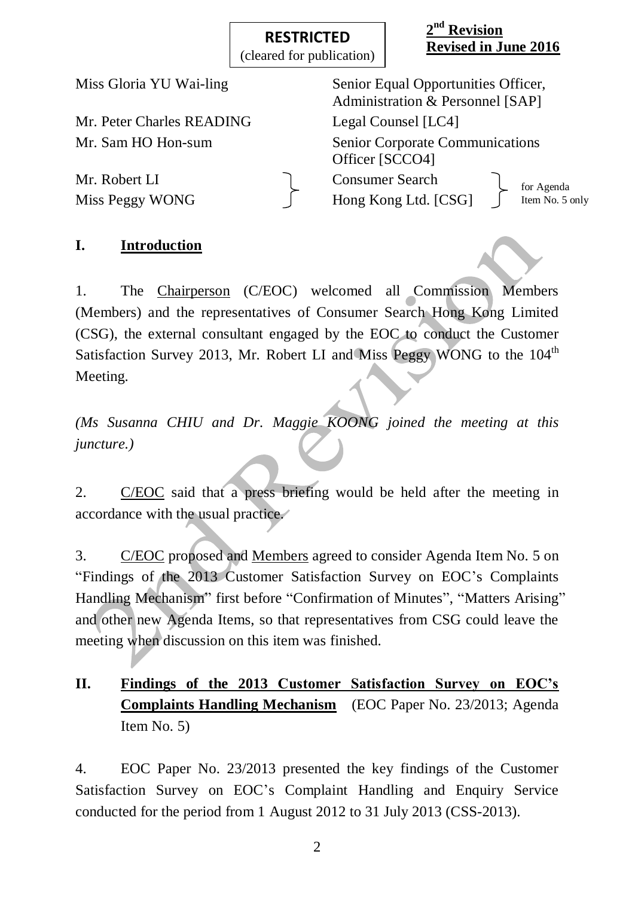**RESTRICTED**
(cleared for publication)

**2nd Revision**
**Revised in June 2016**

| | |
|---|---|
| Miss Gloria YU Wai-ling | Senior Equal Opportunities Officer, Administration & Personnel [SAP] |
| Mr. Peter Charles READING | Legal Counsel [LC4] |
| Mr. Sam HO Hon-sum | Senior Corporate Communications Officer [SCCO4] |
| Mr. Robert LI<br>Miss Peggy WONG | Consumer Search Hong Kong Ltd. [CSG] — for Agenda Item No. 5 only |

## I. Introduction

1. The Chairperson (C/EOC) welcomed all Commission Members (Members) and the representatives of Consumer Search Hong Kong Limited (CSG), the external consultant engaged by the EOC to conduct the Customer Satisfaction Survey 2013, Mr. Robert LI and Miss Peggy WONG to the 104th Meeting.

*(Ms Susanna CHIU and Dr. Maggie KOONG joined the meeting at this juncture.)*

2. C/EOC said that a press briefing would be held after the meeting in accordance with the usual practice.

3. C/EOC proposed and Members agreed to consider Agenda Item No. 5 on "Findings of the 2013 Customer Satisfaction Survey on EOC's Complaints Handling Mechanism" first before "Confirmation of Minutes", "Matters Arising" and other new Agenda Items, so that representatives from CSG could leave the meeting when discussion on this item was finished.

## II. Findings of the 2013 Customer Satisfaction Survey on EOC's Complaints Handling Mechanism (EOC Paper No. 23/2013; Agenda Item No. 5)

4. EOC Paper No. 23/2013 presented the key findings of the Customer Satisfaction Survey on EOC's Complaint Handling and Enquiry Service conducted for the period from 1 August 2012 to 31 July 2013 (CSS-2013).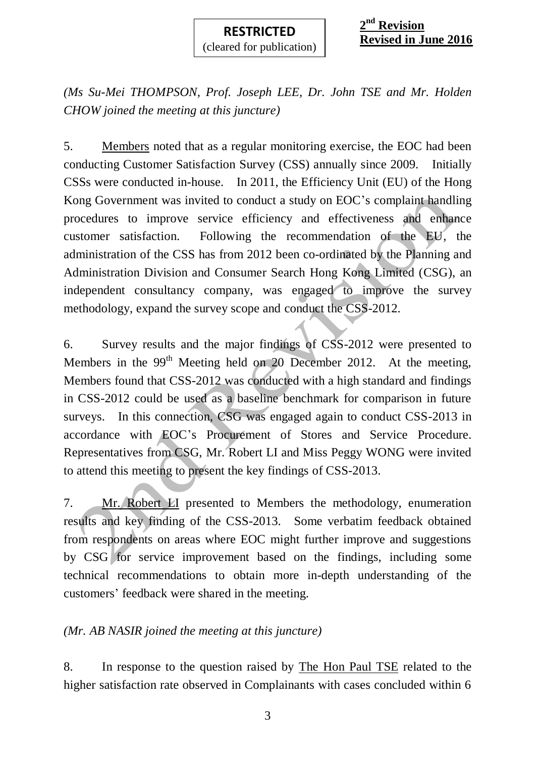*(Ms Su-Mei THOMPSON, Prof. Joseph LEE, Dr. John TSE and Mr. Holden CHOW joined the meeting at this juncture)*

5. Members noted that as a regular monitoring exercise, the EOC had been conducting Customer Satisfaction Survey (CSS) annually since 2009. Initially CSSs were conducted in-house. In 2011, the Efficiency Unit (EU) of the Hong Kong Government was invited to conduct a study on EOC's complaint handling procedures to improve service efficiency and effectiveness and enhance customer satisfaction. Following the recommendation of the EU, the administration of the CSS has from 2012 been co-ordinated by the Planning and Administration Division and Consumer Search Hong Kong Limited (CSG), an independent consultancy company, was engaged to improve the survey methodology, expand the survey scope and conduct the CSS-2012.

6. Survey results and the major findings of CSS-2012 were presented to Members in the 99th Meeting held on 20 December 2012. At the meeting, Members found that CSS-2012 was conducted with a high standard and findings in CSS-2012 could be used as a baseline benchmark for comparison in future surveys. In this connection, CSG was engaged again to conduct CSS-2013 in accordance with EOC's Procurement of Stores and Service Procedure. Representatives from CSG, Mr. Robert LI and Miss Peggy WONG were invited to attend this meeting to present the key findings of CSS-2013.

7. Mr. Robert LI presented to Members the methodology, enumeration results and key finding of the CSS-2013. Some verbatim feedback obtained from respondents on areas where EOC might further improve and suggestions by CSG for service improvement based on the findings, including some technical recommendations to obtain more in-depth understanding of the customers' feedback were shared in the meeting.

*(Mr. AB NASIR joined the meeting at this juncture)*

8. In response to the question raised by The Hon Paul TSE related to the higher satisfaction rate observed in Complainants with cases concluded within 6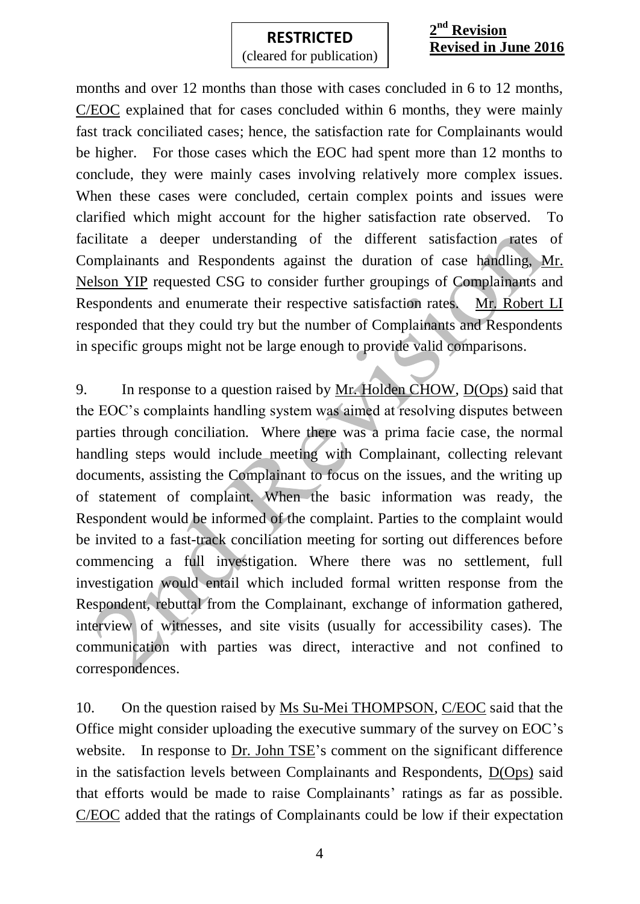months and over 12 months than those with cases concluded in 6 to 12 months, C/EOC explained that for cases concluded within 6 months, they were mainly fast track conciliated cases; hence, the satisfaction rate for Complainants would be higher. For those cases which the EOC had spent more than 12 months to conclude, they were mainly cases involving relatively more complex issues. When these cases were concluded, certain complex points and issues were clarified which might account for the higher satisfaction rate observed. To facilitate a deeper understanding of the different satisfaction rates of Complainants and Respondents against the duration of case handling, Mr. Nelson YIP requested CSG to consider further groupings of Complainants and Respondents and enumerate their respective satisfaction rates. Mr. Robert LI responded that they could try but the number of Complainants and Respondents in specific groups might not be large enough to provide valid comparisons.

9. In response to a question raised by Mr. Holden CHOW, D(Ops) said that the EOC's complaints handling system was aimed at resolving disputes between parties through conciliation. Where there was a prima facie case, the normal handling steps would include meeting with Complainant, collecting relevant documents, assisting the Complainant to focus on the issues, and the writing up of statement of complaint. When the basic information was ready, the Respondent would be informed of the complaint. Parties to the complaint would be invited to a fast-track conciliation meeting for sorting out differences before commencing a full investigation. Where there was no settlement, full investigation would entail which included formal written response from the Respondent, rebuttal from the Complainant, exchange of information gathered, interview of witnesses, and site visits (usually for accessibility cases). The communication with parties was direct, interactive and not confined to correspondences.

10. On the question raised by Ms Su-Mei THOMPSON, C/EOC said that the Office might consider uploading the executive summary of the survey on EOC's website. In response to Dr. John TSE's comment on the significant difference in the satisfaction levels between Complainants and Respondents, D(Ops) said that efforts would be made to raise Complainants' ratings as far as possible. C/EOC added that the ratings of Complainants could be low if their expectation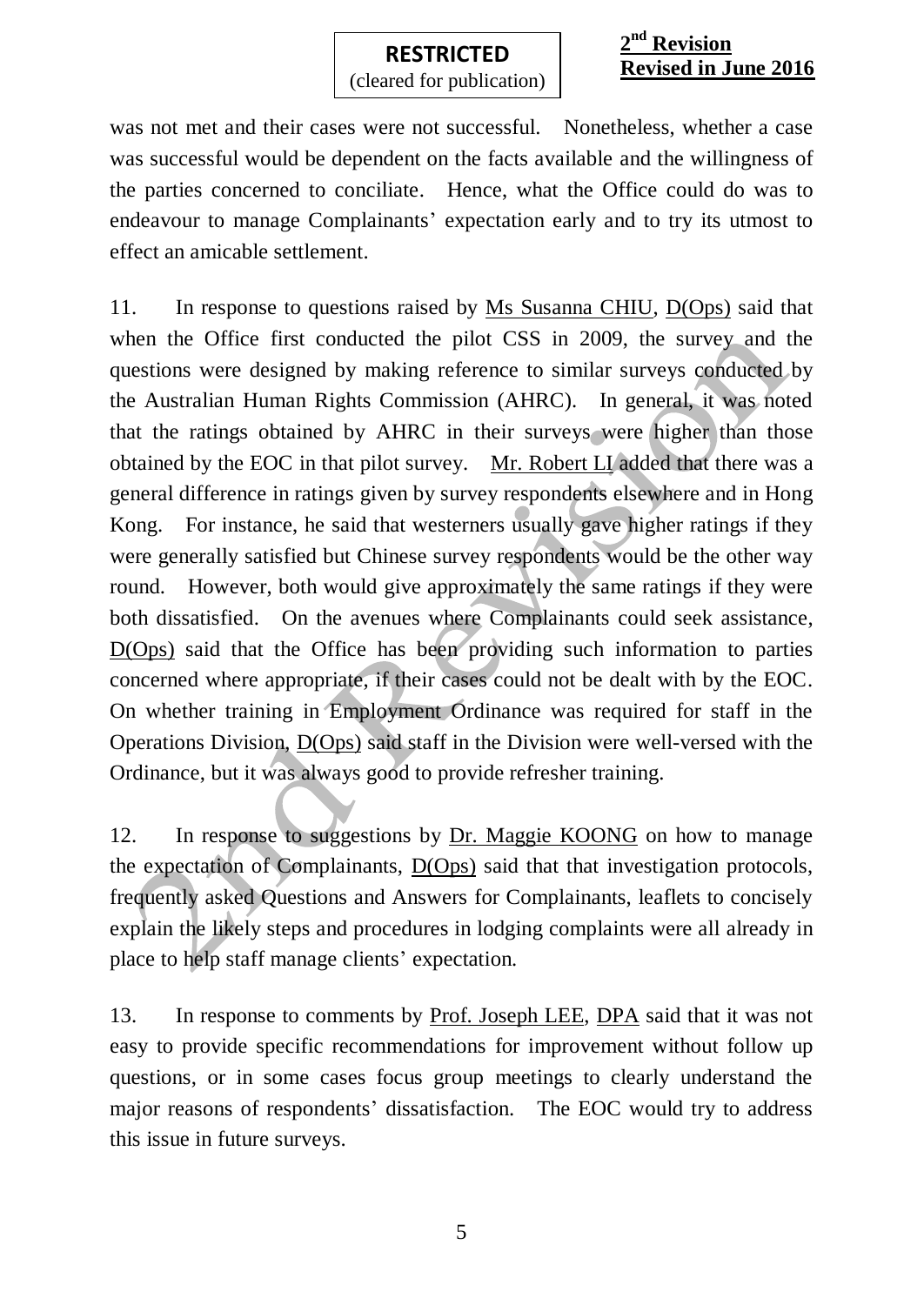was not met and their cases were not successful. Nonetheless, whether a case was successful would be dependent on the facts available and the willingness of the parties concerned to conciliate. Hence, what the Office could do was to endeavour to manage Complainants' expectation early and to try its utmost to effect an amicable settlement.

11. In response to questions raised by Ms Susanna CHIU, D(Ops) said that when the Office first conducted the pilot CSS in 2009, the survey and the questions were designed by making reference to similar surveys conducted by the Australian Human Rights Commission (AHRC). In general, it was noted that the ratings obtained by AHRC in their surveys were higher than those obtained by the EOC in that pilot survey. Mr. Robert LI added that there was a general difference in ratings given by survey respondents elsewhere and in Hong Kong. For instance, he said that westerners usually gave higher ratings if they were generally satisfied but Chinese survey respondents would be the other way round. However, both would give approximately the same ratings if they were both dissatisfied. On the avenues where Complainants could seek assistance, D(Ops) said that the Office has been providing such information to parties concerned where appropriate, if their cases could not be dealt with by the EOC. On whether training in Employment Ordinance was required for staff in the Operations Division, D(Ops) said staff in the Division were well-versed with the Ordinance, but it was always good to provide refresher training.

12. In response to suggestions by Dr. Maggie KOONG on how to manage the expectation of Complainants, D(Ops) said that that investigation protocols, frequently asked Questions and Answers for Complainants, leaflets to concisely explain the likely steps and procedures in lodging complaints were all already in place to help staff manage clients' expectation.

13. In response to comments by Prof. Joseph LEE, DPA said that it was not easy to provide specific recommendations for improvement without follow up questions, or in some cases focus group meetings to clearly understand the major reasons of respondents' dissatisfaction. The EOC would try to address this issue in future surveys.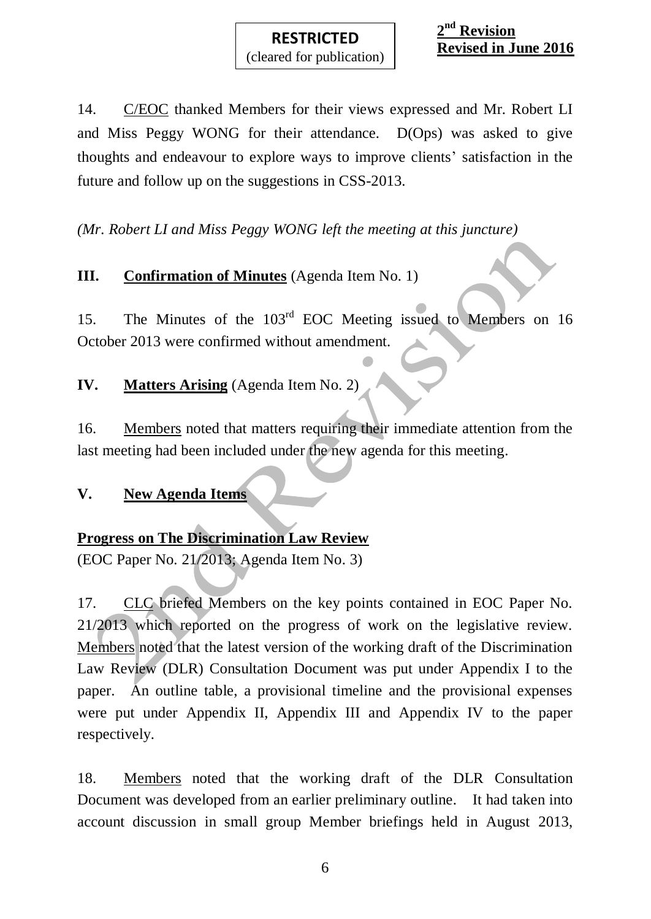14. C/EOC thanked Members for their views expressed and Mr. Robert LI and Miss Peggy WONG for their attendance. D(Ops) was asked to give thoughts and endeavour to explore ways to improve clients' satisfaction in the future and follow up on the suggestions in CSS-2013.

*(Mr. Robert LI and Miss Peggy WONG left the meeting at this juncture)*

## III. Confirmation of Minutes (Agenda Item No. 1)

15. The Minutes of the 103rd EOC Meeting issued to Members on 16 October 2013 were confirmed without amendment.

## IV. Matters Arising (Agenda Item No. 2)

16. Members noted that matters requiring their immediate attention from the last meeting had been included under the new agenda for this meeting.

## V. New Agenda Items

### Progress on The Discrimination Law Review

(EOC Paper No. 21/2013; Agenda Item No. 3)

17. CLC briefed Members on the key points contained in EOC Paper No. 21/2013 which reported on the progress of work on the legislative review. Members noted that the latest version of the working draft of the Discrimination Law Review (DLR) Consultation Document was put under Appendix I to the paper. An outline table, a provisional timeline and the provisional expenses were put under Appendix II, Appendix III and Appendix IV to the paper respectively.

18. Members noted that the working draft of the DLR Consultation Document was developed from an earlier preliminary outline. It had taken into account discussion in small group Member briefings held in August 2013,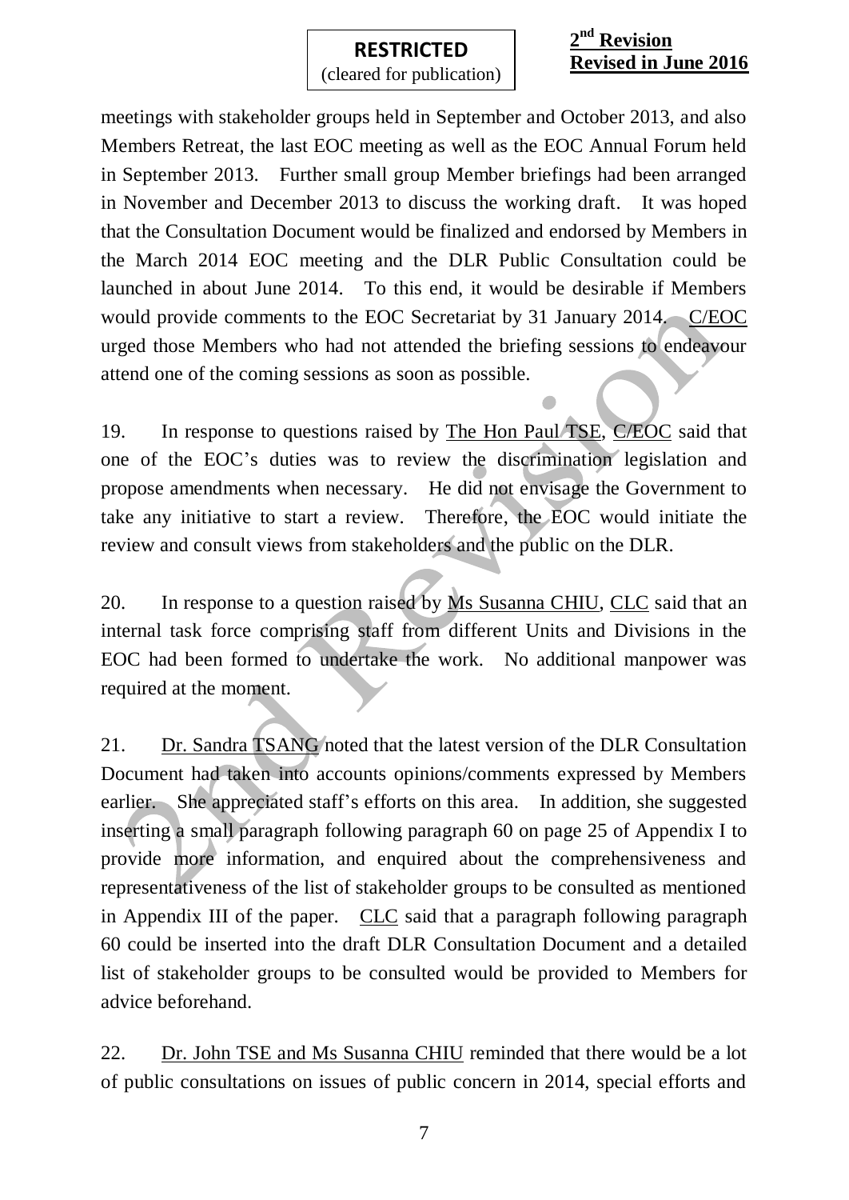meetings with stakeholder groups held in September and October 2013, and also Members Retreat, the last EOC meeting as well as the EOC Annual Forum held in September 2013. Further small group Member briefings had been arranged in November and December 2013 to discuss the working draft. It was hoped that the Consultation Document would be finalized and endorsed by Members in the March 2014 EOC meeting and the DLR Public Consultation could be launched in about June 2014. To this end, it would be desirable if Members would provide comments to the EOC Secretariat by 31 January 2014. C/EOC urged those Members who had not attended the briefing sessions to endeavour attend one of the coming sessions as soon as possible.

19. In response to questions raised by The Hon Paul TSE, C/EOC said that one of the EOC's duties was to review the discrimination legislation and propose amendments when necessary. He did not envisage the Government to take any initiative to start a review. Therefore, the EOC would initiate the review and consult views from stakeholders and the public on the DLR.

20. In response to a question raised by Ms Susanna CHIU, CLC said that an internal task force comprising staff from different Units and Divisions in the EOC had been formed to undertake the work. No additional manpower was required at the moment.

21. Dr. Sandra TSANG noted that the latest version of the DLR Consultation Document had taken into accounts opinions/comments expressed by Members earlier. She appreciated staff's efforts on this area. In addition, she suggested inserting a small paragraph following paragraph 60 on page 25 of Appendix I to provide more information, and enquired about the comprehensiveness and representativeness of the list of stakeholder groups to be consulted as mentioned in Appendix III of the paper. CLC said that a paragraph following paragraph 60 could be inserted into the draft DLR Consultation Document and a detailed list of stakeholder groups to be consulted would be provided to Members for advice beforehand.

22. Dr. John TSE and Ms Susanna CHIU reminded that there would be a lot of public consultations on issues of public concern in 2014, special efforts and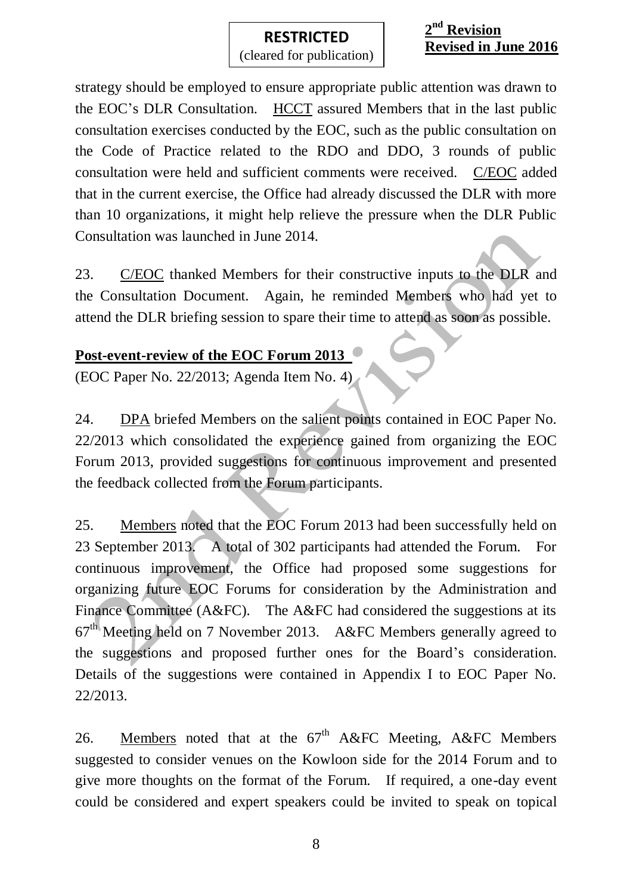strategy should be employed to ensure appropriate public attention was drawn to the EOC's DLR Consultation. HCCT assured Members that in the last public consultation exercises conducted by the EOC, such as the public consultation on the Code of Practice related to the RDO and DDO, 3 rounds of public consultation were held and sufficient comments were received. C/EOC added that in the current exercise, the Office had already discussed the DLR with more than 10 organizations, it might help relieve the pressure when the DLR Public Consultation was launched in June 2014.

23. C/EOC thanked Members for their constructive inputs to the DLR and the Consultation Document. Again, he reminded Members who had yet to attend the DLR briefing session to spare their time to attend as soon as possible.

**Post-event-review of the EOC Forum 2013**

(EOC Paper No. 22/2013; Agenda Item No. 4)

24. DPA briefed Members on the salient points contained in EOC Paper No. 22/2013 which consolidated the experience gained from organizing the EOC Forum 2013, provided suggestions for continuous improvement and presented the feedback collected from the Forum participants.

25. Members noted that the EOC Forum 2013 had been successfully held on 23 September 2013. A total of 302 participants had attended the Forum. For continuous improvement, the Office had proposed some suggestions for organizing future EOC Forums for consideration by the Administration and Finance Committee (A&FC). The A&FC had considered the suggestions at its 67th Meeting held on 7 November 2013. A&FC Members generally agreed to the suggestions and proposed further ones for the Board's consideration. Details of the suggestions were contained in Appendix I to EOC Paper No. 22/2013.

26. Members noted that at the 67th A&FC Meeting, A&FC Members suggested to consider venues on the Kowloon side for the 2014 Forum and to give more thoughts on the format of the Forum. If required, a one-day event could be considered and expert speakers could be invited to speak on topical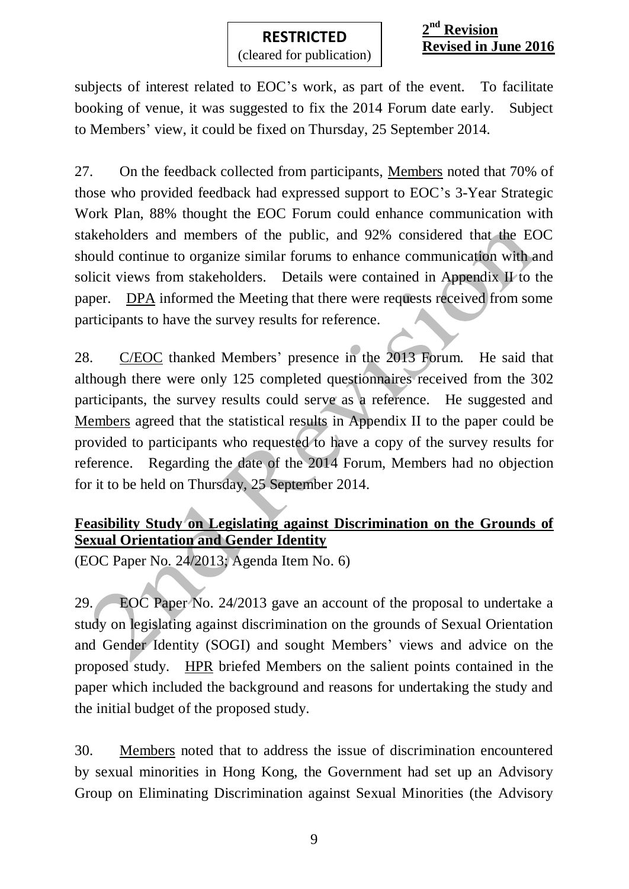subjects of interest related to EOC's work, as part of the event. To facilitate booking of venue, it was suggested to fix the 2014 Forum date early. Subject to Members' view, it could be fixed on Thursday, 25 September 2014.

27. On the feedback collected from participants, Members noted that 70% of those who provided feedback had expressed support to EOC's 3-Year Strategic Work Plan, 88% thought the EOC Forum could enhance communication with stakeholders and members of the public, and 92% considered that the EOC should continue to organize similar forums to enhance communication with and solicit views from stakeholders. Details were contained in Appendix II to the paper. DPA informed the Meeting that there were requests received from some participants to have the survey results for reference.

28. C/EOC thanked Members' presence in the 2013 Forum. He said that although there were only 125 completed questionnaires received from the 302 participants, the survey results could serve as a reference. He suggested and Members agreed that the statistical results in Appendix II to the paper could be provided to participants who requested to have a copy of the survey results for reference. Regarding the date of the 2014 Forum, Members had no objection for it to be held on Thursday, 25 September 2014.

**Feasibility Study on Legislating against Discrimination on the Grounds of Sexual Orientation and Gender Identity**

(EOC Paper No. 24/2013; Agenda Item No. 6)

29. EOC Paper No. 24/2013 gave an account of the proposal to undertake a study on legislating against discrimination on the grounds of Sexual Orientation and Gender Identity (SOGI) and sought Members' views and advice on the proposed study. HPR briefed Members on the salient points contained in the paper which included the background and reasons for undertaking the study and the initial budget of the proposed study.

30. Members noted that to address the issue of discrimination encountered by sexual minorities in Hong Kong, the Government had set up an Advisory Group on Eliminating Discrimination against Sexual Minorities (the Advisory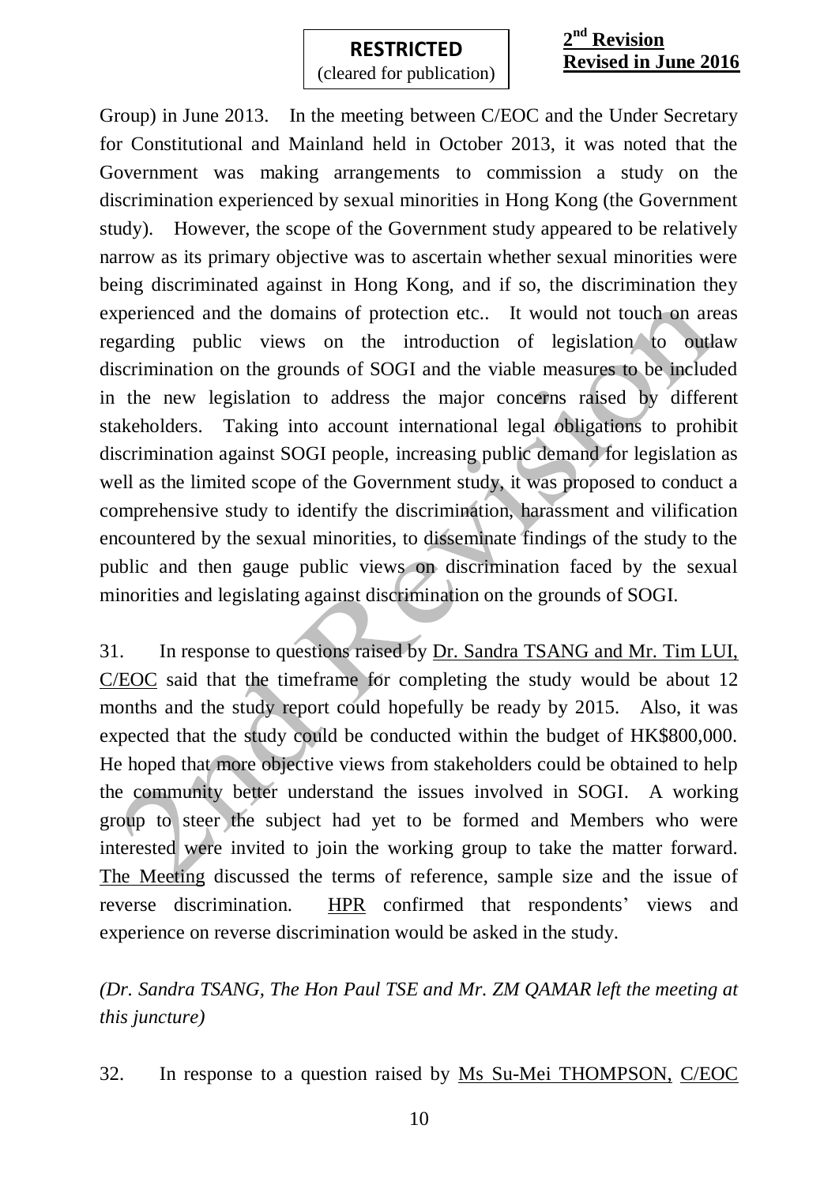Group) in June 2013. In the meeting between C/EOC and the Under Secretary for Constitutional and Mainland held in October 2013, it was noted that the Government was making arrangements to commission a study on the discrimination experienced by sexual minorities in Hong Kong (the Government study). However, the scope of the Government study appeared to be relatively narrow as its primary objective was to ascertain whether sexual minorities were being discriminated against in Hong Kong, and if so, the discrimination they experienced and the domains of protection etc.. It would not touch on areas regarding public views on the introduction of legislation to outlaw discrimination on the grounds of SOGI and the viable measures to be included in the new legislation to address the major concerns raised by different stakeholders. Taking into account international legal obligations to prohibit discrimination against SOGI people, increasing public demand for legislation as well as the limited scope of the Government study, it was proposed to conduct a comprehensive study to identify the discrimination, harassment and vilification encountered by the sexual minorities, to disseminate findings of the study to the public and then gauge public views on discrimination faced by the sexual minorities and legislating against discrimination on the grounds of SOGI.

31. In response to questions raised by Dr. Sandra TSANG and Mr. Tim LUI, C/EOC said that the timeframe for completing the study would be about 12 months and the study report could hopefully be ready by 2015. Also, it was expected that the study could be conducted within the budget of HK$800,000. He hoped that more objective views from stakeholders could be obtained to help the community better understand the issues involved in SOGI. A working group to steer the subject had yet to be formed and Members who were interested were invited to join the working group to take the matter forward. The Meeting discussed the terms of reference, sample size and the issue of reverse discrimination. HPR confirmed that respondents' views and experience on reverse discrimination would be asked in the study.

*(Dr. Sandra TSANG, The Hon Paul TSE and Mr. ZM QAMAR left the meeting at this juncture)*

32. In response to a question raised by Ms Su-Mei THOMPSON, C/EOC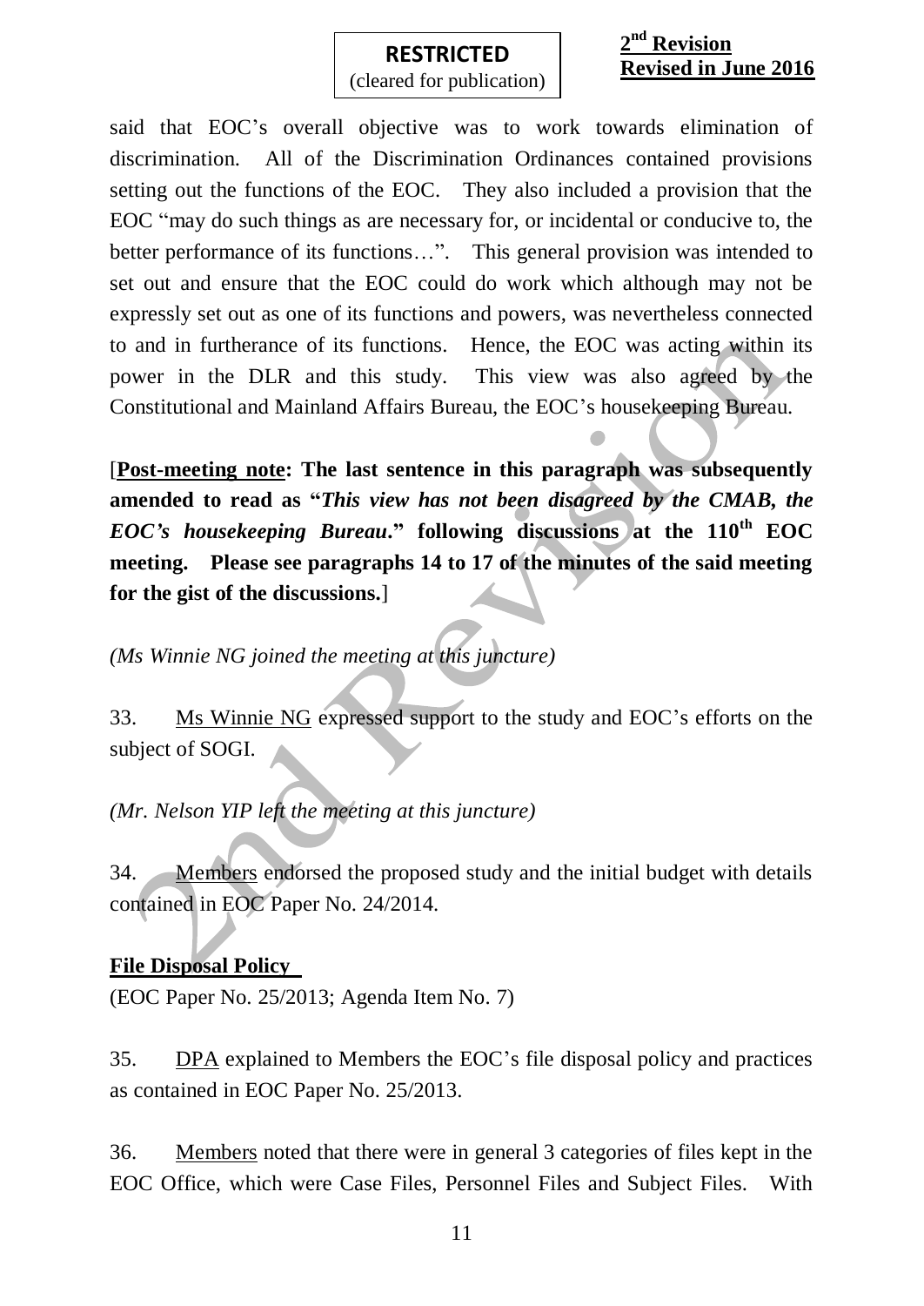said that EOC's overall objective was to work towards elimination of discrimination. All of the Discrimination Ordinances contained provisions setting out the functions of the EOC. They also included a provision that the EOC "may do such things as are necessary for, or incidental or conducive to, the better performance of its functions…". This general provision was intended to set out and ensure that the EOC could do work which although may not be expressly set out as one of its functions and powers, was nevertheless connected to and in furtherance of its functions. Hence, the EOC was acting within its power in the DLR and this study. This view was also agreed by the Constitutional and Mainland Affairs Bureau, the EOC's housekeeping Bureau.

[**<u>Post-meeting note</u>: The last sentence in this paragraph was subsequently amended to read as "*This view has not been disagreed by the CMAB, the EOC's housekeeping Bureau***." following discussions at the 110th EOC meeting. Please see paragraphs 14 to 17 of the minutes of the said meeting for the gist of the discussions.**]

*(Ms Winnie NG joined the meeting at this juncture)*

33. <u>Ms Winnie NG</u> expressed support to the study and EOC's efforts on the subject of SOGI.

*(Mr. Nelson YIP left the meeting at this juncture)*

34. <u>Members</u> endorsed the proposed study and the initial budget with details contained in EOC Paper No. 24/2014.

**<u>File Disposal Policy</u>**

(EOC Paper No. 25/2013; Agenda Item No. 7)

35. <u>DPA</u> explained to Members the EOC's file disposal policy and practices as contained in EOC Paper No. 25/2013.

36. <u>Members</u> noted that there were in general 3 categories of files kept in the EOC Office, which were Case Files, Personnel Files and Subject Files. With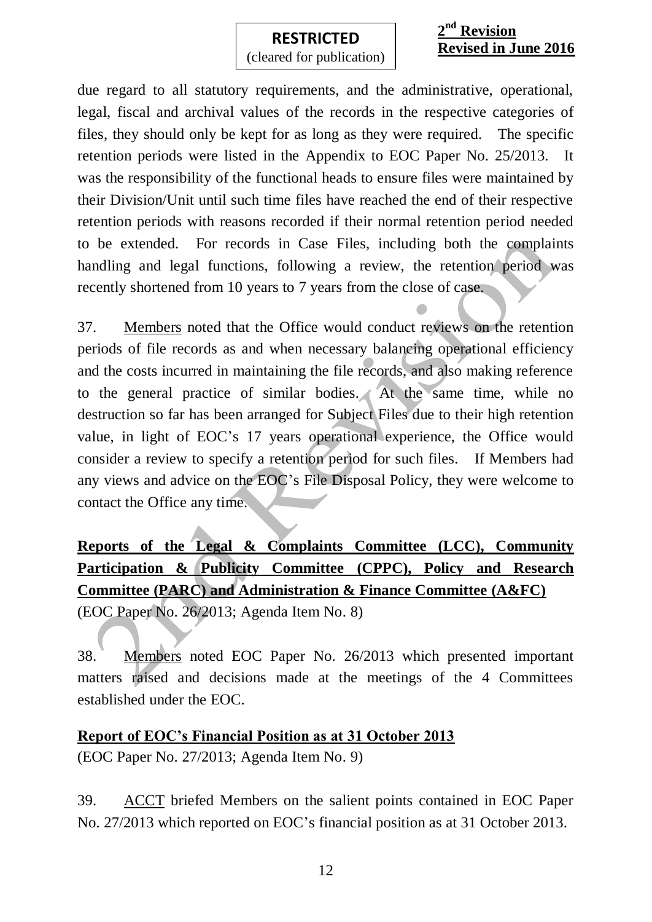due regard to all statutory requirements, and the administrative, operational, legal, fiscal and archival values of the records in the respective categories of files, they should only be kept for as long as they were required. The specific retention periods were listed in the Appendix to EOC Paper No. 25/2013. It was the responsibility of the functional heads to ensure files were maintained by their Division/Unit until such time files have reached the end of their respective retention periods with reasons recorded if their normal retention period needed to be extended. For records in Case Files, including both the complaints handling and legal functions, following a review, the retention period was recently shortened from 10 years to 7 years from the close of case.

37. Members noted that the Office would conduct reviews on the retention periods of file records as and when necessary balancing operational efficiency and the costs incurred in maintaining the file records, and also making reference to the general practice of similar bodies. At the same time, while no destruction so far has been arranged for Subject Files due to their high retention value, in light of EOC's 17 years operational experience, the Office would consider a review to specify a retention period for such files. If Members had any views and advice on the EOC's File Disposal Policy, they were welcome to contact the Office any time.

**Reports of the Legal & Complaints Committee (LCC), Community Participation & Publicity Committee (CPPC), Policy and Research Committee (PARC) and Administration & Finance Committee (A&FC)**
(EOC Paper No. 26/2013; Agenda Item No. 8)

38. Members noted EOC Paper No. 26/2013 which presented important matters raised and decisions made at the meetings of the 4 Committees established under the EOC.

**Report of EOC's Financial Position as at 31 October 2013**
(EOC Paper No. 27/2013; Agenda Item No. 9)

39. ACCT briefed Members on the salient points contained in EOC Paper No. 27/2013 which reported on EOC's financial position as at 31 October 2013.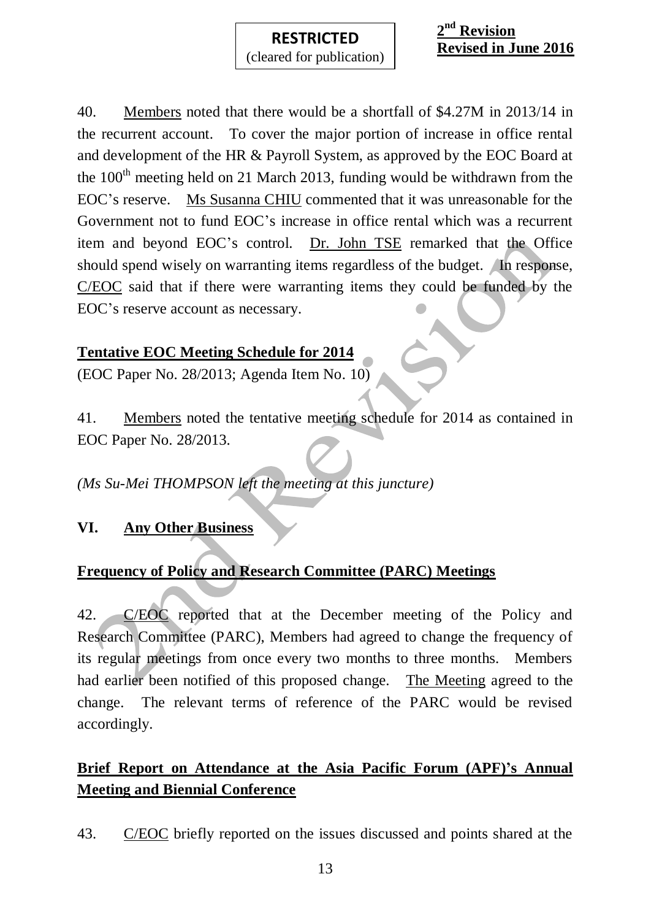40. Members noted that there would be a shortfall of $4.27M in 2013/14 in the recurrent account. To cover the major portion of increase in office rental and development of the HR & Payroll System, as approved by the EOC Board at the 100th meeting held on 21 March 2013, funding would be withdrawn from the EOC's reserve. Ms Susanna CHIU commented that it was unreasonable for the Government not to fund EOC's increase in office rental which was a recurrent item and beyond EOC's control. Dr. John TSE remarked that the Office should spend wisely on warranting items regardless of the budget. In response, C/EOC said that if there were warranting items they could be funded by the EOC's reserve account as necessary.

**Tentative EOC Meeting Schedule for 2014**

(EOC Paper No. 28/2013; Agenda Item No. 10)

41. Members noted the tentative meeting schedule for 2014 as contained in EOC Paper No. 28/2013.

*(Ms Su-Mei THOMPSON left the meeting at this juncture)*

## VI. Any Other Business

**Frequency of Policy and Research Committee (PARC) Meetings**

42. C/EOC reported that at the December meeting of the Policy and Research Committee (PARC), Members had agreed to change the frequency of its regular meetings from once every two months to three months. Members had earlier been notified of this proposed change. The Meeting agreed to the change. The relevant terms of reference of the PARC would be revised accordingly.

**Brief Report on Attendance at the Asia Pacific Forum (APF)'s Annual Meeting and Biennial Conference**

43. C/EOC briefly reported on the issues discussed and points shared at the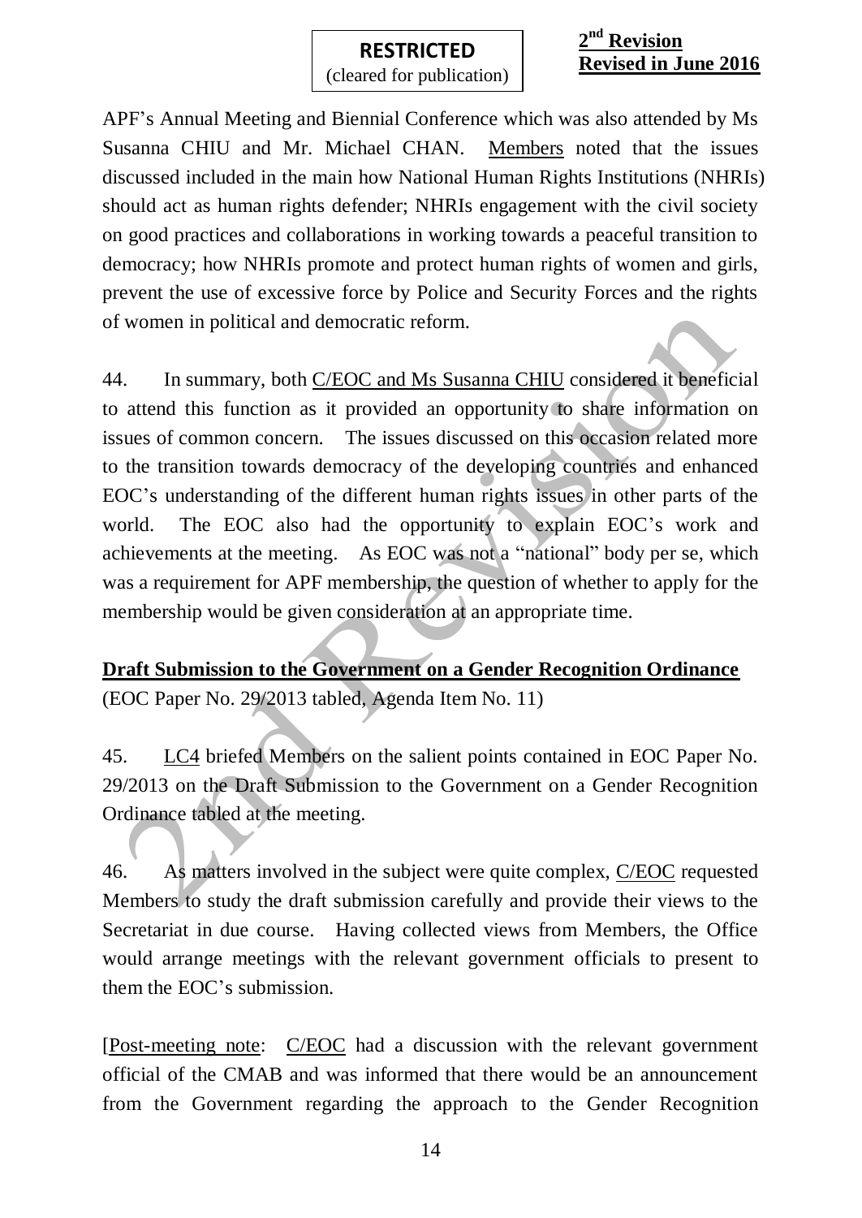APF's Annual Meeting and Biennial Conference which was also attended by Ms Susanna CHIU and Mr. Michael CHAN. Members noted that the issues discussed included in the main how National Human Rights Institutions (NHRIs) should act as human rights defender; NHRIs engagement with the civil society on good practices and collaborations in working towards a peaceful transition to democracy; how NHRIs promote and protect human rights of women and girls, prevent the use of excessive force by Police and Security Forces and the rights of women in political and democratic reform.

44. In summary, both C/EOC and Ms Susanna CHIU considered it beneficial to attend this function as it provided an opportunity to share information on issues of common concern. The issues discussed on this occasion related more to the transition towards democracy of the developing countries and enhanced EOC's understanding of the different human rights issues in other parts of the world. The EOC also had the opportunity to explain EOC's work and achievements at the meeting. As EOC was not a "national" body per se, which was a requirement for APF membership, the question of whether to apply for the membership would be given consideration at an appropriate time.

**Draft Submission to the Government on a Gender Recognition Ordinance**
(EOC Paper No. 29/2013 tabled, Agenda Item No. 11)

45. LC4 briefed Members on the salient points contained in EOC Paper No. 29/2013 on the Draft Submission to the Government on a Gender Recognition Ordinance tabled at the meeting.

46. As matters involved in the subject were quite complex, C/EOC requested Members to study the draft submission carefully and provide their views to the Secretariat in due course. Having collected views from Members, the Office would arrange meetings with the relevant government officials to present to them the EOC's submission.

[Post-meeting note: C/EOC had a discussion with the relevant government official of the CMAB and was informed that there would be an announcement from the Government regarding the approach to the Gender Recognition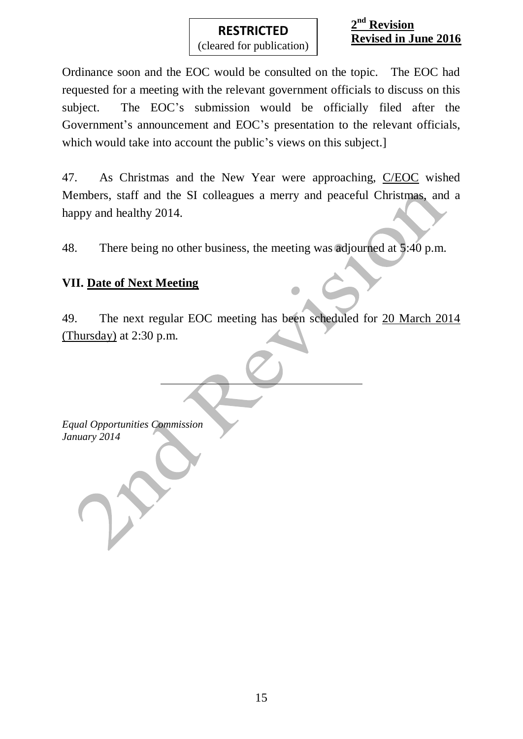Ordinance soon and the EOC would be consulted on the topic. The EOC had requested for a meeting with the relevant government officials to discuss on this subject. The EOC's submission would be officially filed after the Government's announcement and EOC's presentation to the relevant officials, which would take into account the public's views on this subject.]

47. As Christmas and the New Year were approaching, <u>C/EOC</u> wished Members, staff and the SI colleagues a merry and peaceful Christmas, and a happy and healthy 2014.

48. There being no other business, the meeting was adjourned at 5:40 p.m.

## VII. <u>Date of Next Meeting</u>

49. The next regular EOC meeting has been scheduled for <u>20 March 2014 (Thursday)</u> at 2:30 p.m.

---

*Equal Opportunities Commission*
*January 2014*